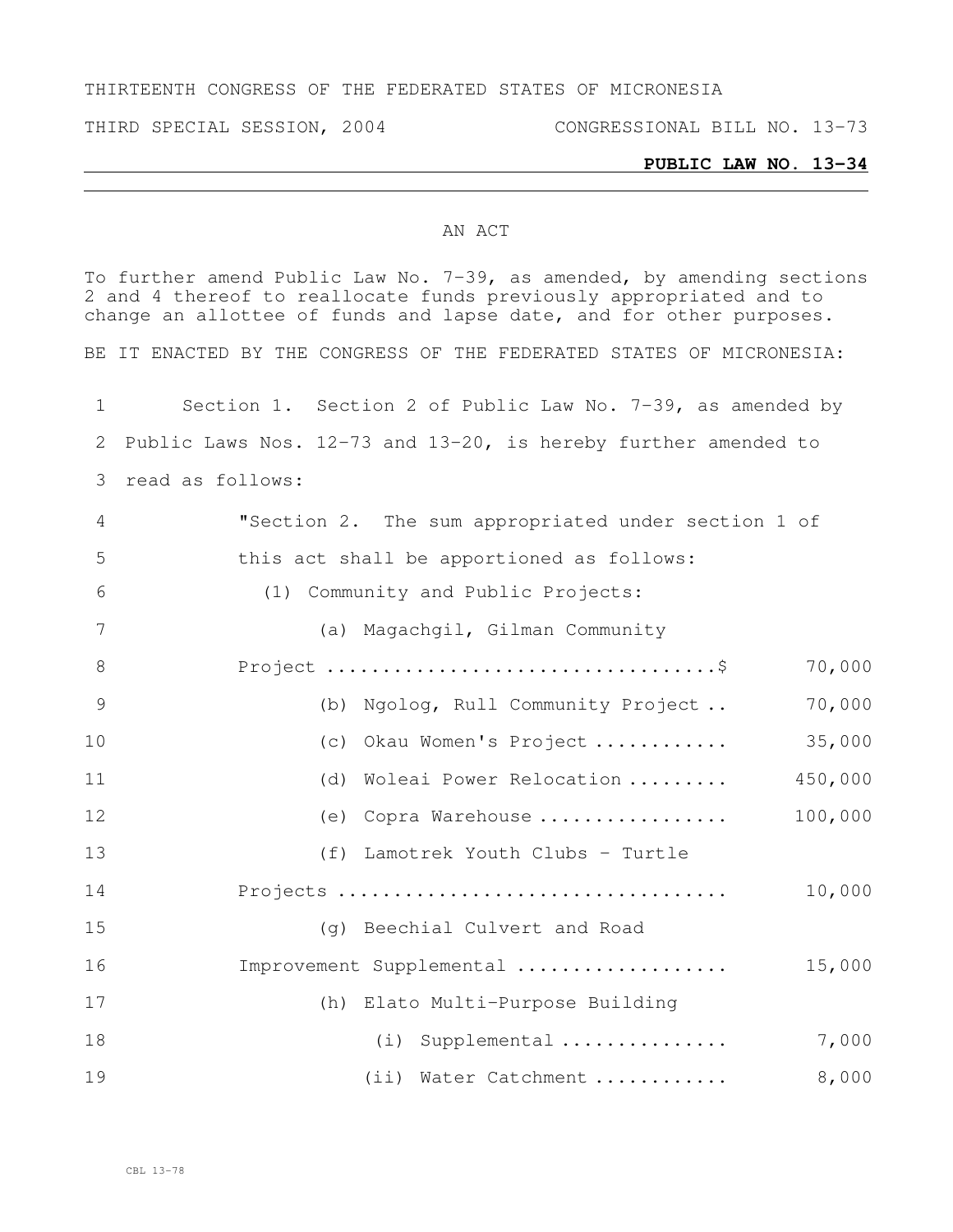THIRTEENTH CONGRESS OF THE FEDERATED STATES OF MICRONESIA

THIRD SPECIAL SESSION, 2004 CONGRESSIONAL BILL NO. 13-73

**PUBLIC LAW NO. 13-34**

AN ACT

To further amend Public Law No. 7-39, as amended, by amending sections 2 and 4 thereof to reallocate funds previously appropriated and to change an allottee of funds and lapse date, and for other purposes.

BE IT ENACTED BY THE CONGRESS OF THE FEDERATED STATES OF MICRONESIA:

1 Section 1. Section 2 of Public Law No. 7-39, as amended by
2 Public Laws Nos. 12-73 and 13-20, is hereby further amended to
3 read as follows:

4 "Section 2. The sum appropriated under section 1 of
5 this act shall be apportioned as follows:
6 (1) Community and Public Projects:
7 (a) Magachgil, Gilman Community
8 Project ..................................$ 70,000
9 (b) Ngolog, Rull Community Project .. 70,000
10 (c) Okau Women's Project ............ 35,000
11 (d) Woleai Power Relocation ......... 450,000
12 (e) Copra Warehouse ................. 100,000
13 (f) Lamotrek Youth Clubs - Turtle
14 Projects .................................. 10,000
15 (g) Beechial Culvert and Road
16 Improvement Supplemental ................... 15,000
17 (h) Elato Multi-Purpose Building
18 (i) Supplemental ............... 7,000
19 (ii) Water Catchment ............ 8,000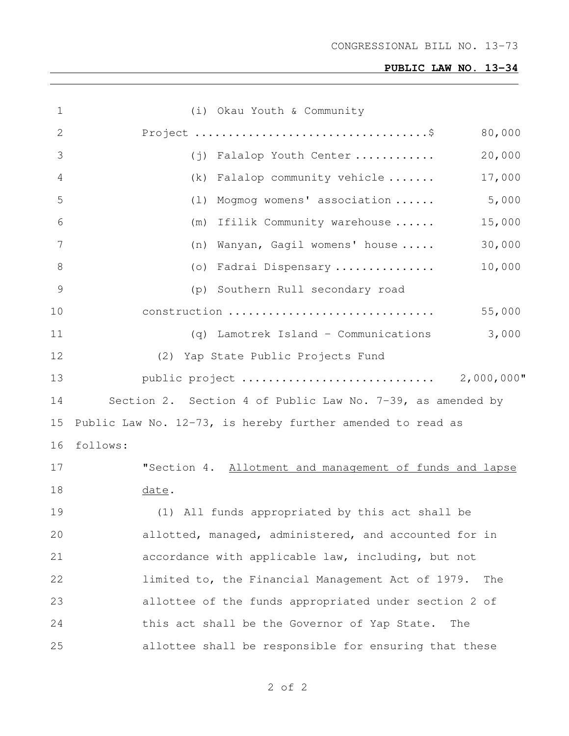CONGRESSIONAL BILL NO. 13-73

**PUBLIC LAW NO. 13-34**

(i) Okau Youth & Community Project ....................................$ 80,000

(j) Falalop Youth Center ............ 20,000

(k) Falalop community vehicle ....... 17,000

(l) Mogmog womens' association ...... 5,000

(m) Ifilik Community warehouse ...... 15,000

(n) Wanyan, Gagil womens' house ..... 30,000

(o) Fadrai Dispensary ............... 10,000

(p) Southern Rull secondary road construction .............................. 55,000

(q) Lamotrek Island - Communications 3,000

(2) Yap State Public Projects Fund public project ............................ 2,000,000"

Section 2. Section 4 of Public Law No. 7-39, as amended by Public Law No. 12-73, is hereby further amended to read as follows:

"Section 4. Allotment and management of funds and lapse date.

(1) All funds appropriated by this act shall be allotted, managed, administered, and accounted for in accordance with applicable law, including, but not limited to, the Financial Management Act of 1979. The allottee of the funds appropriated under section 2 of this act shall be the Governor of Yap State. The allottee shall be responsible for ensuring that these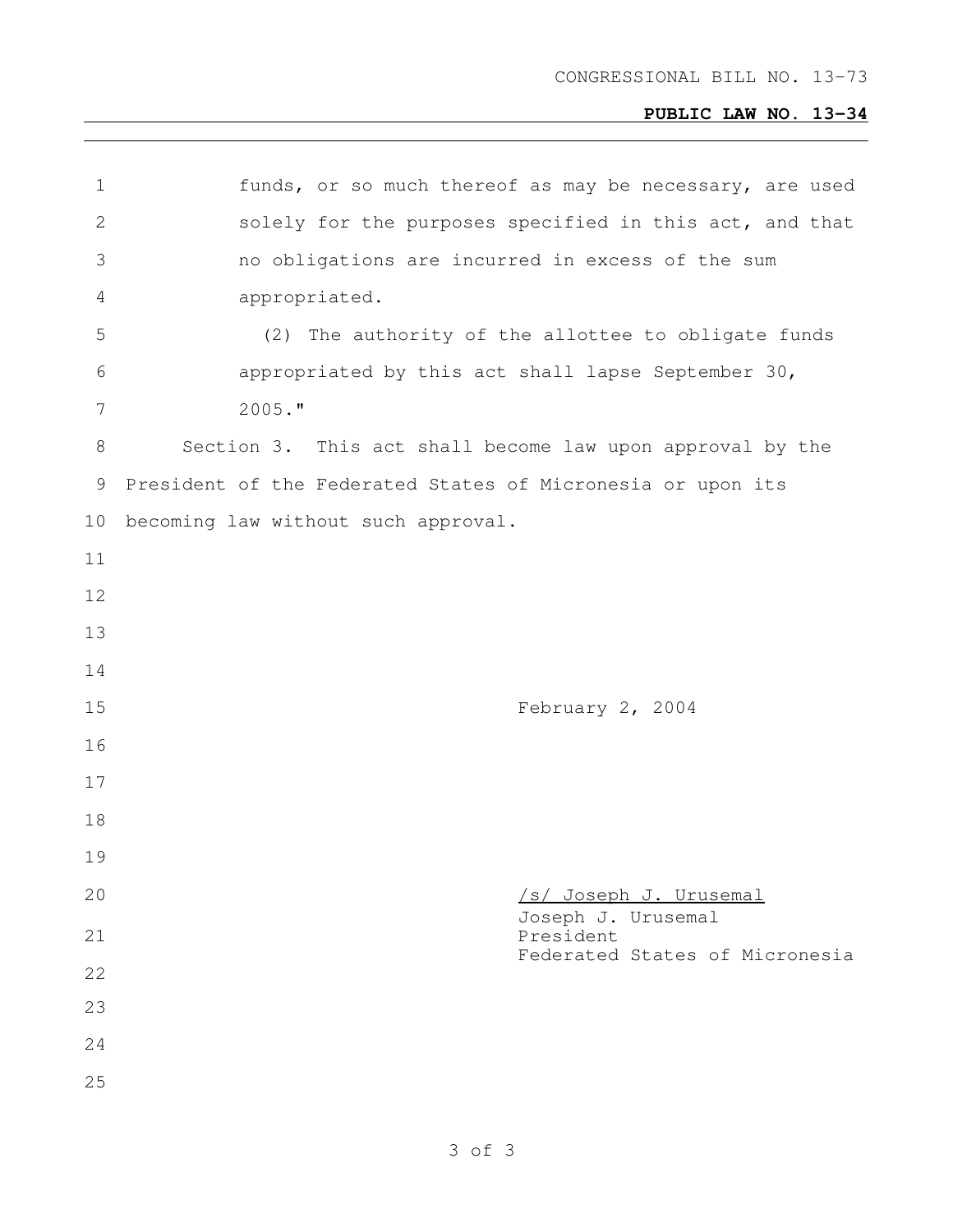funds, or so much thereof as may be necessary, are used solely for the purposes specified in this act, and that no obligations are incurred in excess of the sum appropriated.

(2) The authority of the allottee to obligate funds appropriated by this act shall lapse September 30, 2005."

Section 3. This act shall become law upon approval by the President of the Federated States of Micronesia or upon its becoming law without such approval.

February 2, 2004

/s/ Joseph J. Urusemal
Joseph J. Urusemal
President
Federated States of Micronesia